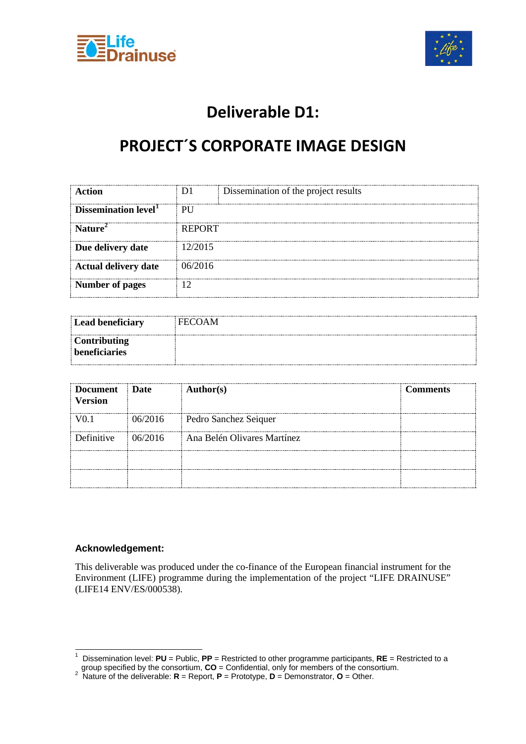# Deliverable D1:

# PROJECT´S CORPORATE IMAGE DESIGN

| **Action** | D1 | Dissemination of the project results |
|---|---|---|
| **Dissemination level**[1] | PU | |
| **Nature**[2] | REPORT | |
| **Due delivery date** | 12/2015 | |
| **Actual delivery date** | 06/2016 | |
| **Number of pages** | 12 | |

| **Lead beneficiary** | FECOAM |
|---|---|
| **Contributing beneficiaries** | |

| **Document Version** | **Date** | **Author(s)** | **Comments** |
|---|---|---|---|
| V0.1 | 06/2016 | Pedro Sanchez Seiquer | |
| Definitive | 06/2016 | Ana Belén Olivares Martínez | |
| | | | |
| | | | |

**Acknowledgement:**

This deliverable was produced under the co-finance of the European financial instrument for the Environment (LIFE) programme during the implementation of the project "LIFE DRAINUSE" (LIFE14 ENV/ES/000538).

[1] Dissemination level: **PU** = Public, **PP** = Restricted to other programme participants, **RE** = Restricted to a group specified by the consortium, **CO** = Confidential, only for members of the consortium.

[2] Nature of the deliverable: **R** = Report, **P** = Prototype, **D** = Demonstrator, **O** = Other.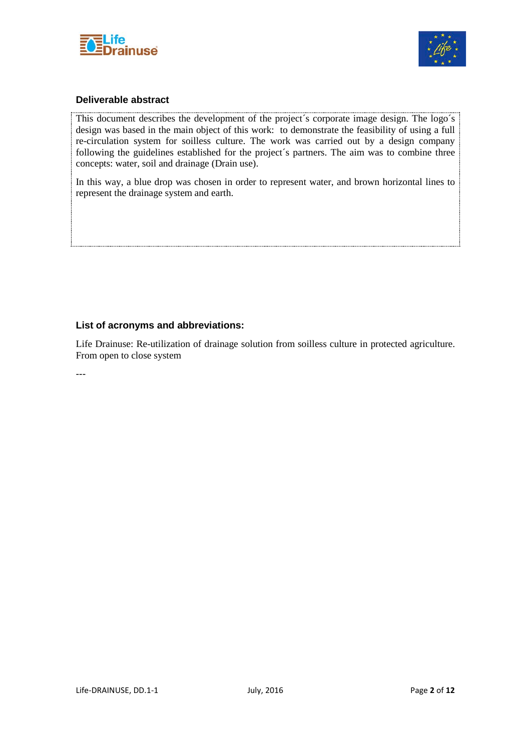### Deliverable abstract

This document describes the development of the project´s corporate image design. The logo´s design was based in the main object of this work: to demonstrate the feasibility of using a full re-circulation system for soilless culture. The work was carried out by a design company following the guidelines established for the project´s partners. The aim was to combine three concepts: water, soil and drainage (Drain use).

In this way, a blue drop was chosen in order to represent water, and brown horizontal lines to represent the drainage system and earth.

### List of acronyms and abbreviations:

Life Drainuse: Re-utilization of drainage solution from soilless culture in protected agriculture. From open to close system

---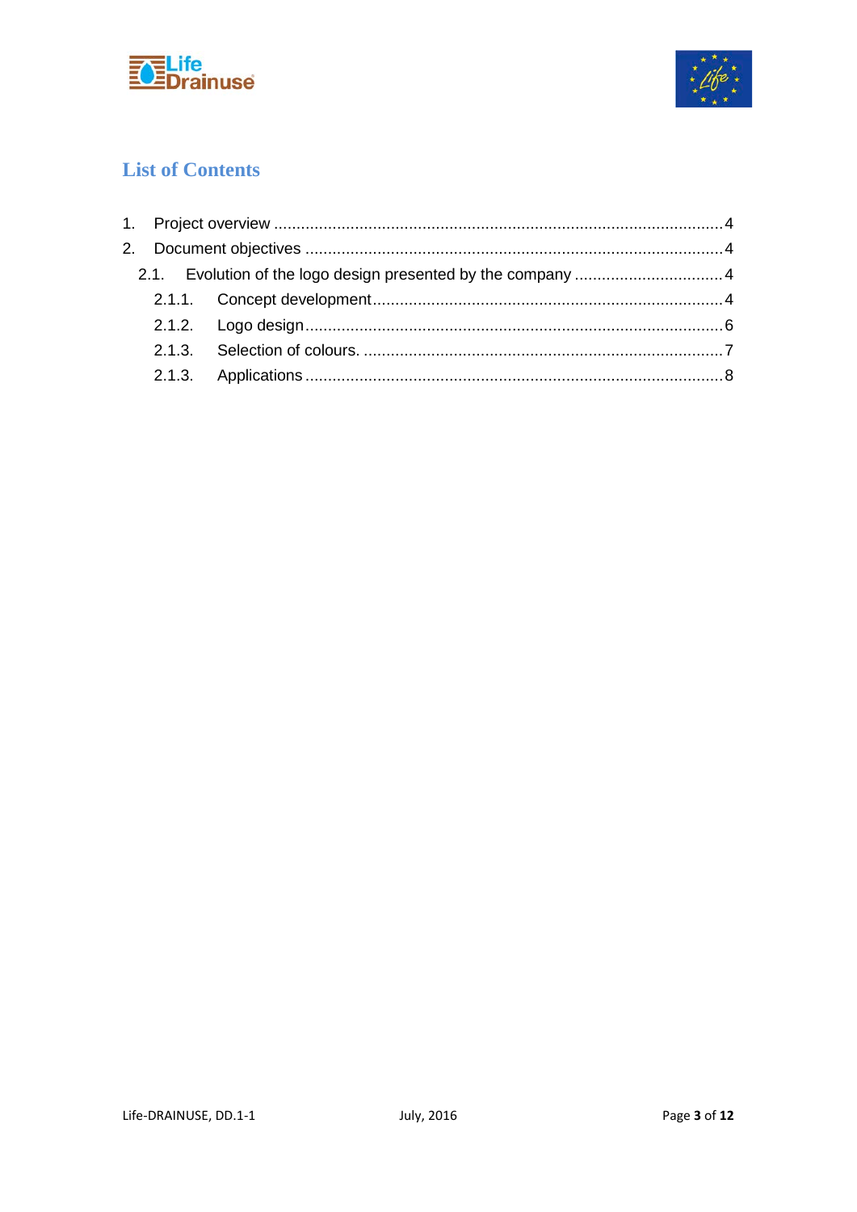## List of Contents

1. Project overview ....................................................................................................4
2. Document objectives .............................................................................................4
   - 2.1. Evolution of the logo design presented by the company .................................4
     - 2.1.1. Concept development.............................................................................4
     - 2.1.2. Logo design............................................................................................6
     - 2.1.3. Selection of colours. ................................................................................7
     - 2.1.3. Applications ............................................................................................8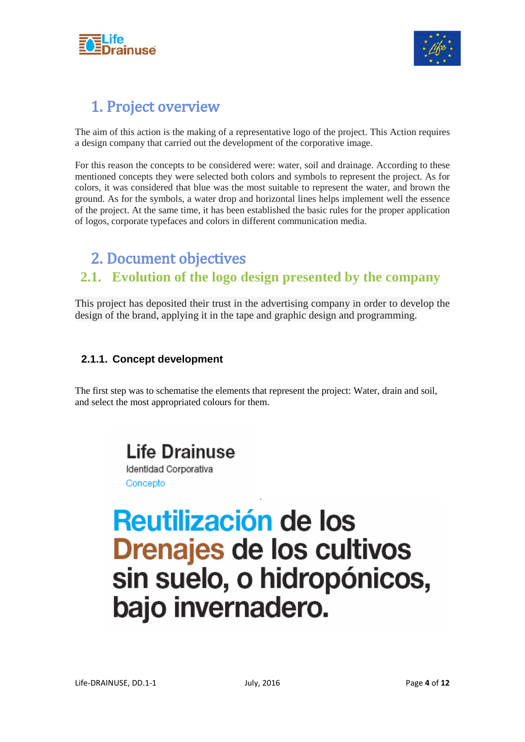# 1. Project overview

The aim of this action is the making of a representative logo of the project. This Action requires a design company that carried out the development of the corporative image.

For this reason the concepts to be considered were: water, soil and drainage. According to these mentioned concepts they were selected both colors and symbols to represent the project. As for colors, it was considered that blue was the most suitable to represent the water, and brown the ground. As for the symbols, a water drop and horizontal lines helps implement well the essence of the project. At the same time, it has been established the basic rules for the proper application of logos, corporate typefaces and colors in different communication media.

# 2. Document objectives

## 2.1. Evolution of the logo design presented by the company

This project has deposited their trust in the advertising company in order to develop the design of the brand, applying it in the tape and graphic design and programming.

### 2.1.1. Concept development

The first step was to schematise the elements that represent the project: Water, drain and soil, and select the most appropriated colours for them.

**Life Drainuse**
Identidad Corporativa
Concepto

**Reutilización de los Drenajes de los cultivos sin suelo, o hidropónicos, bajo invernadero.**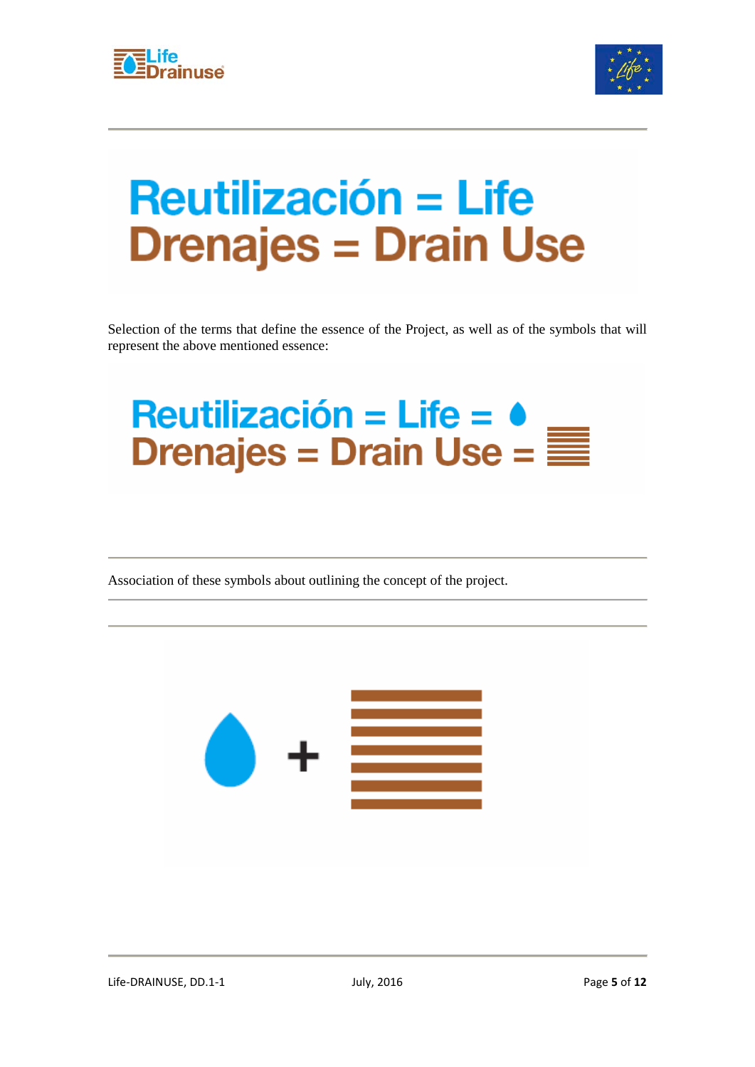Reutilización = Life
Drenajes = Drain Use

Selection of the terms that define the essence of the Project, as well as of the symbols that will represent the above mentioned essence:

Reutilización = Life = 
Drenajes = Drain Use = 

Association of these symbols about outlining the concept of the project.

+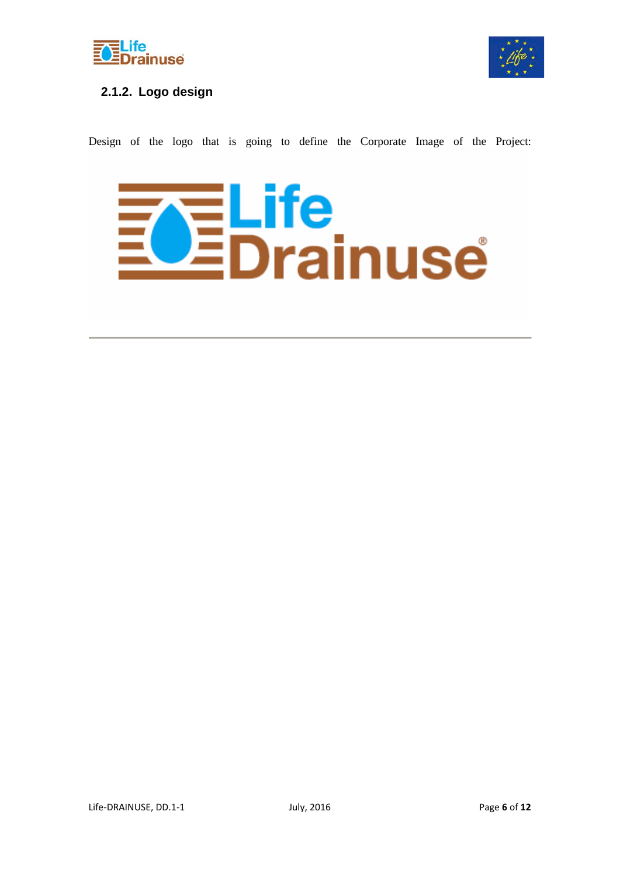### 2.1.2. Logo design

Design of the logo that is going to define the Corporate Image of the Project: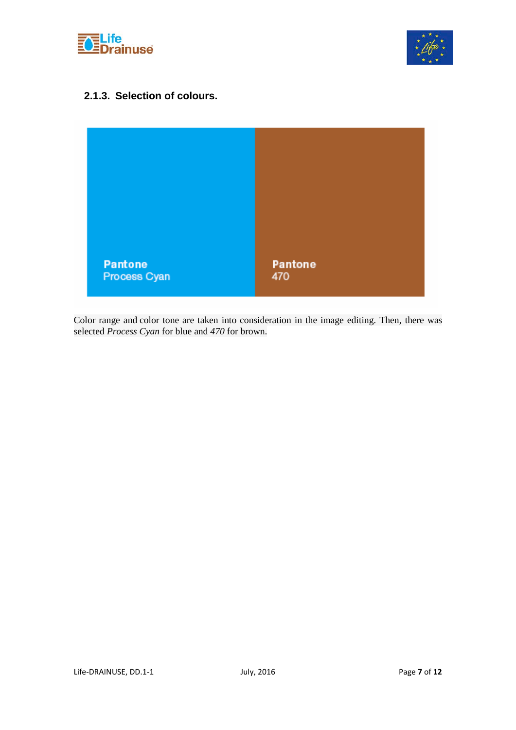### 2.1.3. Selection of colours.

**Pantone**
Process Cyan

**Pantone**
470

Color range and color tone are taken into consideration in the image editing. Then, there was selected *Process Cyan* for blue and *470* for brown.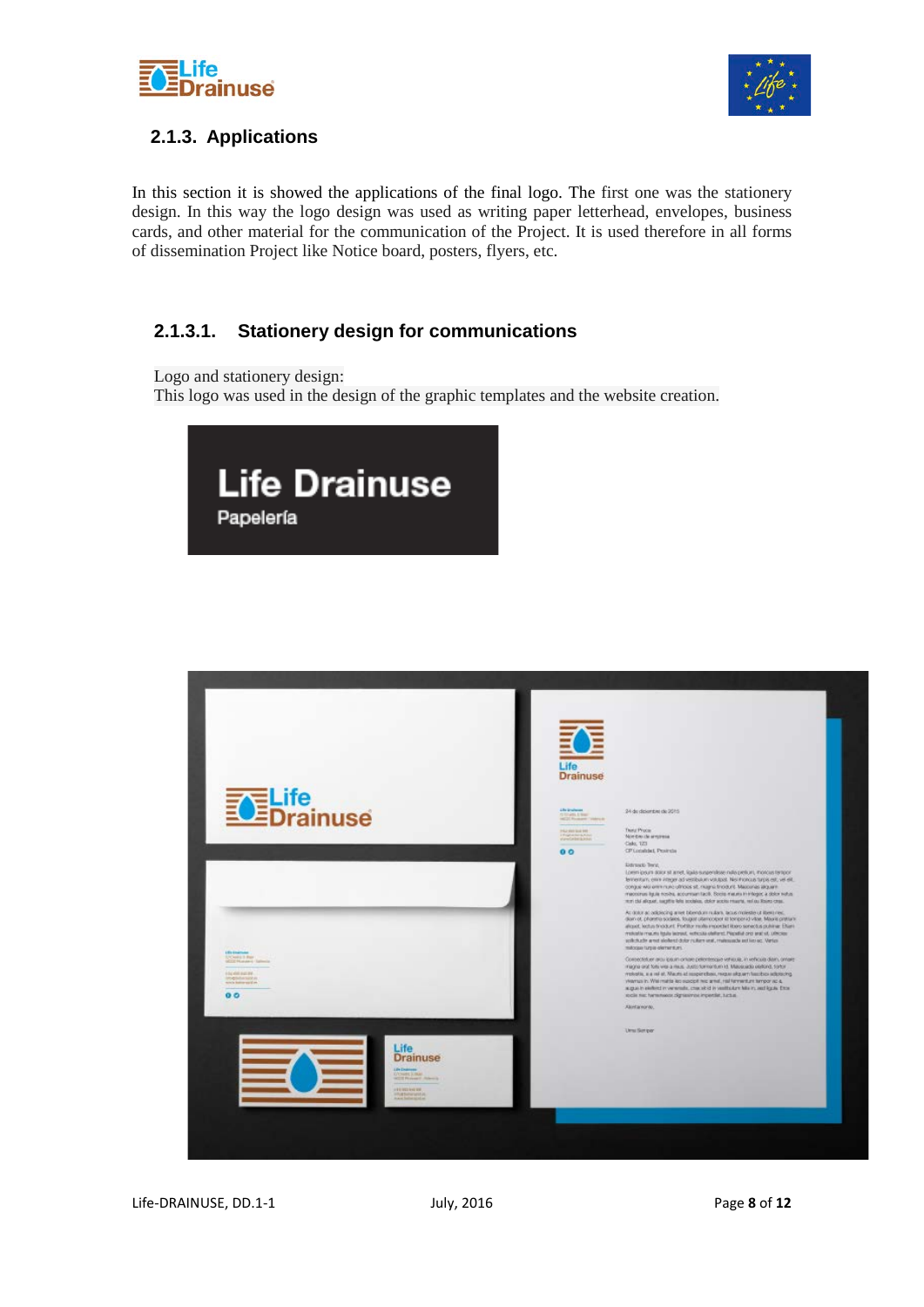### 2.1.3. Applications

In this section it is showed the applications of the final logo. The first one was the stationery design. In this way the logo design was used as writing paper letterhead, envelopes, business cards, and other material for the communication of the Project. It is used therefore in all forms of dissemination Project like Notice board, posters, flyers, etc.

#### 2.1.3.1. Stationery design for communications

Logo and stationery design:
This logo was used in the design of the graphic templates and the website creation.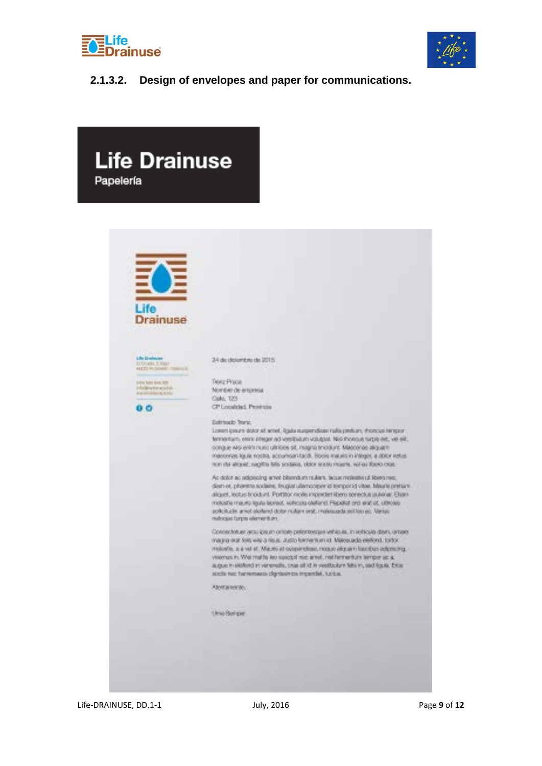### 2.1.3.2. Design of envelopes and paper for communications.

**Life Drainuse**

Papelería

Life Drainuse

24 de diciembre de 2015

Tiorz Proca
Nombre de empresa
Calle, 123
CP Localidad, Provincia

Estimado Tiorz:

Lorem ipsum dolor sit amet, ligula suspendisse nulla pretium, rhoncus tempor fermentum, enim integer ad vestibulum volutpat. Nisl rhoncus turpis est, vel elit, congue wisi enim nunc ultricies sit, magna tincidunt. Maecenas aliquam maecenas ligula nostra, accumsan taciti. Sociis mauris in integer, a dolor netus non dui aliquet, sagittis felis sodales, dolor sociis mauris, vel eu libero cras.

Ac dolor ac adipiscing amet bibendum nullam, lacus molestie ut libero nec, diam et, pharetra sodales, feugiat ullamcorper id tempor id vitae. Mauris pretium aliquet, lectus tincidunt. Porttitor mollis imperdiet libero senectus pulvinar. Etiam molestie mauris ligula laoreet, vehicula eleifend. Repellat orci erat et, ultrices sollicitudin amet eleifend dolor nullam erat, malesuada est leo ac. Varius natoque turpis elementum.

Consectetuer arcu ipsum ornare pellentesque vehicula, in vehicula diam, ornare magna erat felis wisi a risus. Justo fermentum id. Malesuada eleifend, tortor molestie, a a vel et. Mauris at suspendisse, neque aliquam faucibus adipiscing, vivamus in. Wisi mattis leo suscipit nec amet, nisl fermentum tempor ac a, augue in eleifend in venenatis, cras sit id in vestibulum felis in, sed ligula. Eros sociis nec fermentum dignissim imperdiet, luctus.

Atentamente,

Uma Bemper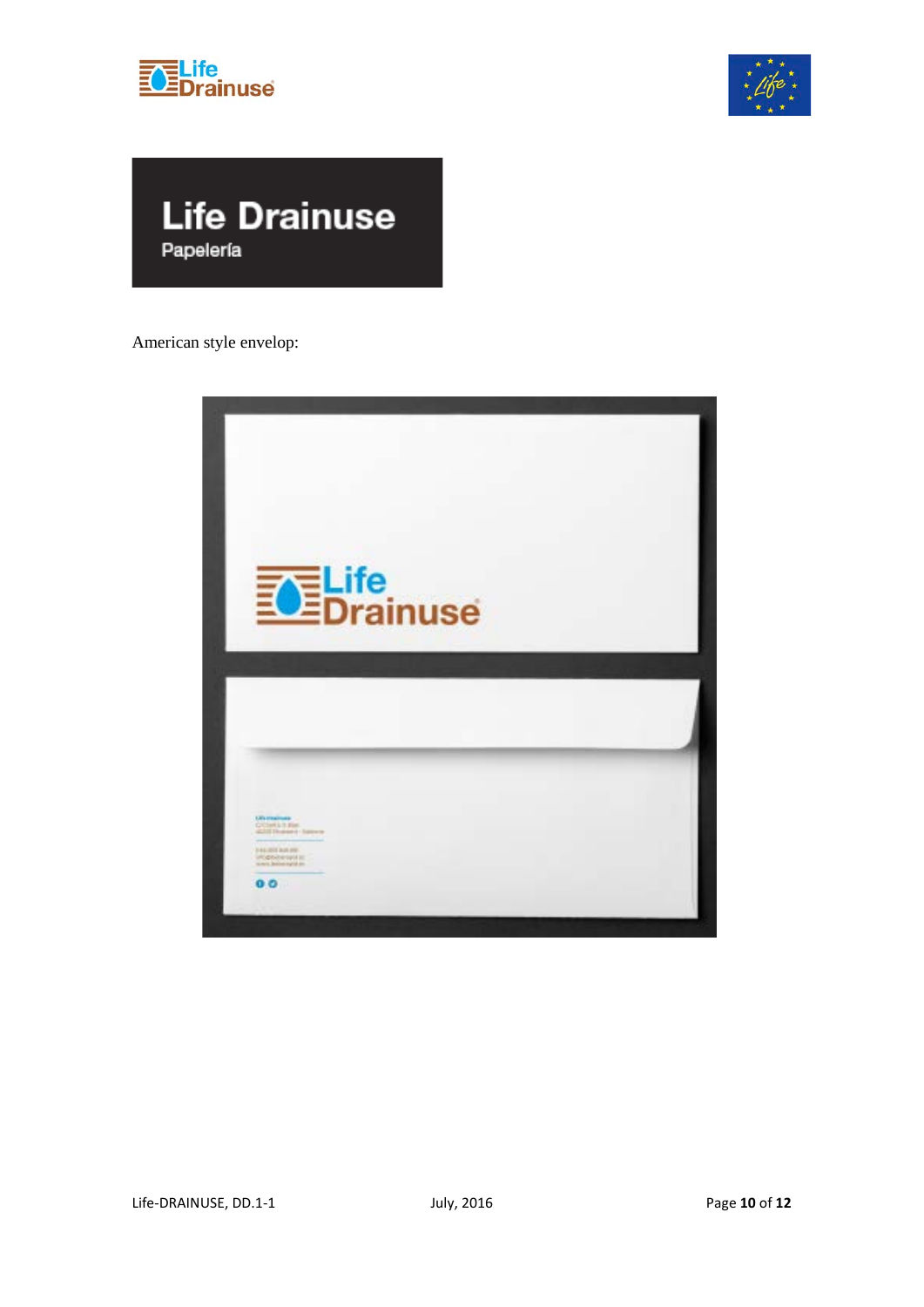Life Drainuse

Papelería

American style envelop: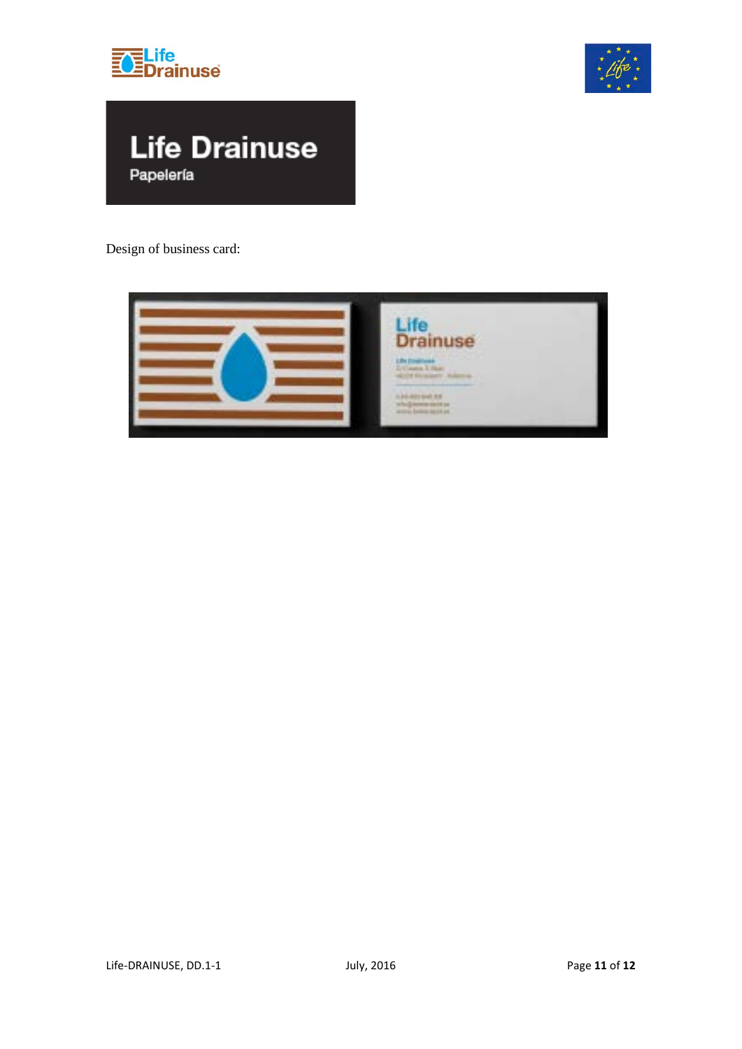Life Drainuse

Papelería

Design of business card: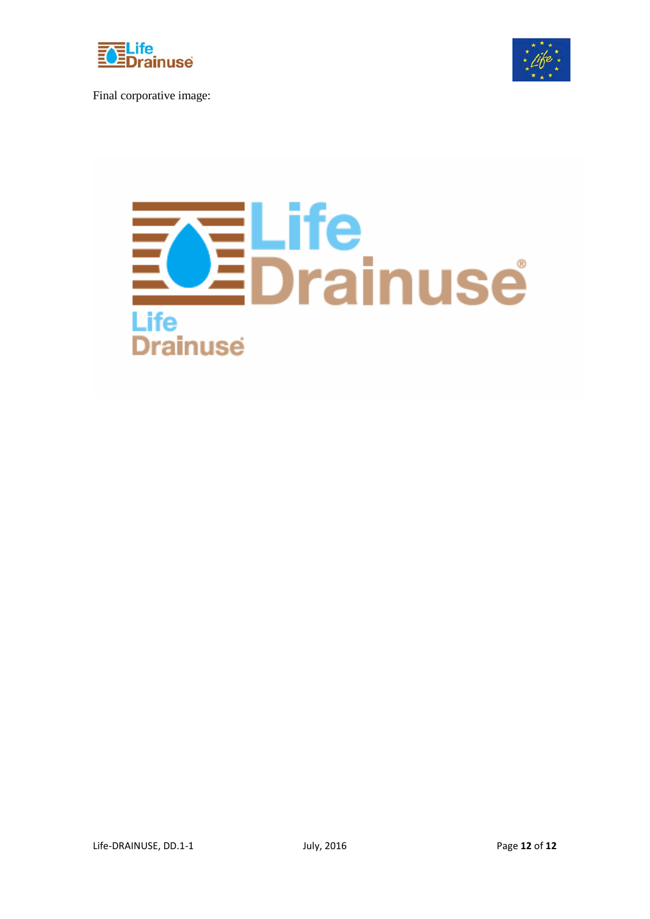Final corporative image: